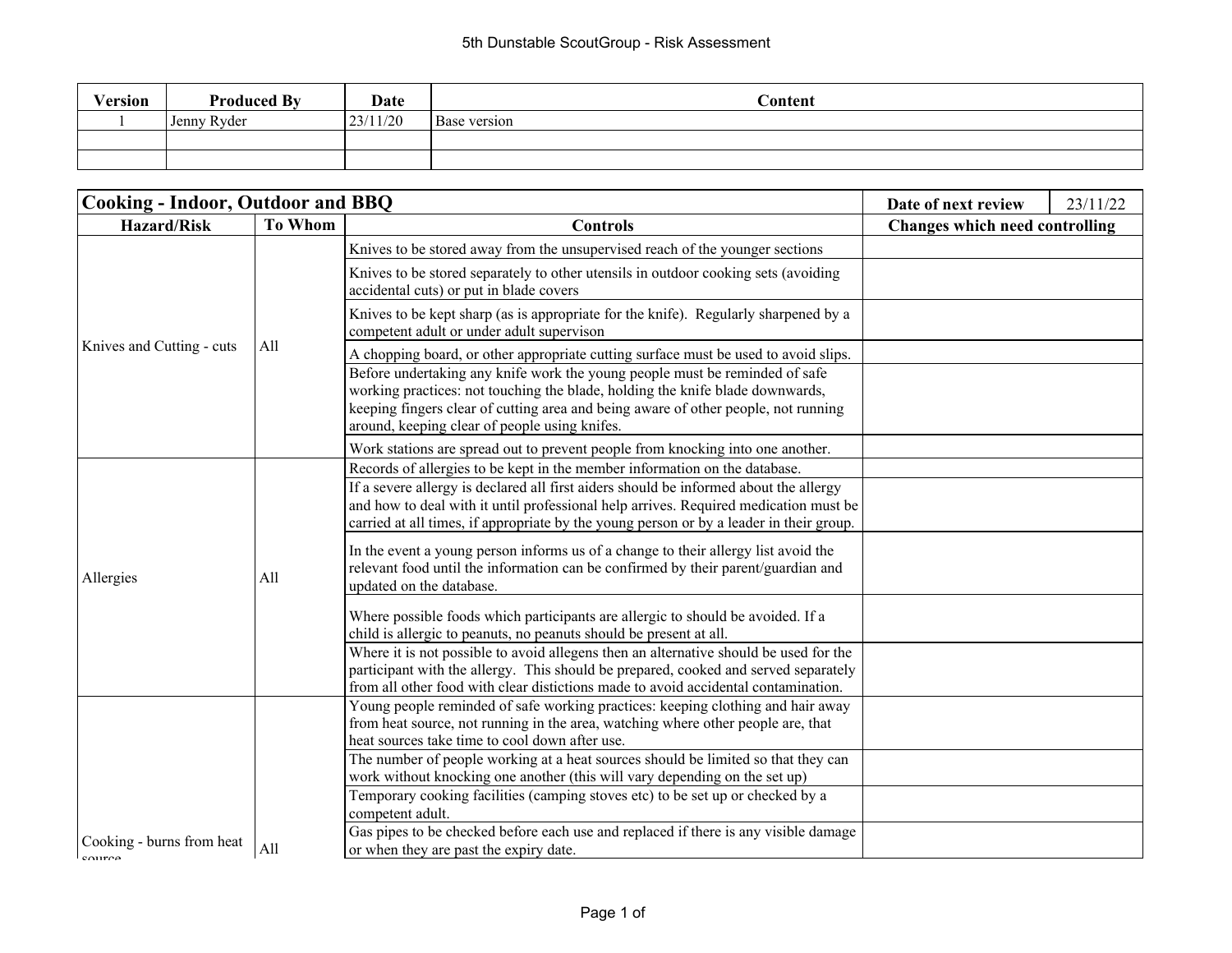# 5th Dunstable ScoutGroup - Risk Assessment

| Version | Produced By | Date | Content |
|---|---|---|---|
| 1 | Jenny Ryder | 23/11/20 | Base version |
| | | | |
| | | | |

## Cooking - Indoor, Outdoor and BBQ

Date of next review: 23/11/22

| Hazard/Risk | To Whom | Controls | Changes which need controlling |
|---|---|---|---|
| Knives and Cutting - cuts | All | Knives to be stored away from the unsupervised reach of the younger sections | |
| | | Knives to be stored separately to other utensils in outdoor cooking sets (avoiding accidental cuts) or put in blade covers | |
| | | Knives to be kept sharp (as is appropriate for the knife). Regularly sharpened by a competent adult or under adult supervison | |
| | | A chopping board, or other appropriate cutting surface must be used to avoid slips. | |
| | | Before undertaking any knife work the young people must be reminded of safe working practices: not touching the blade, holding the knife blade downwards, keeping fingers clear of cutting area and being aware of other people, not running around, keeping clear of people using knifes. | |
| | | Work stations are spread out to prevent people from knocking into one another. | |
| Allergies | All | Records of allergies to be kept in the member information on the database. | |
| | | If a severe allergy is declared all first aiders should be informed about the allergy and how to deal with it until professional help arrives. Required medication must be carried at all times, if appropriate by the young person or by a leader in their group. | |
| | | In the event a young person informs us of a change to their allergy list avoid the relevant food until the information can be confirmed by their parent/guardian and updated on the database. | |
| | | Where possible foods which participants are allergic to should be avoided. If a child is allergic to peanuts, no peanuts should be present at all. | |
| | | Where it is not possible to avoid allegens then an alternative should be used for the participant with the allergy. This should be prepared, cooked and served separately from all other food with clear distictions made to avoid accidental contamination. | |
| Cooking - burns from heat source | All | Young people reminded of safe working practices: keeping clothing and hair away from heat source, not running in the area, watching where other people are, that heat sources take time to cool down after use. | |
| | | The number of people working at a heat sources should be limited so that they can work without knocking one another (this will vary depending on the set up) | |
| | | Temporary cooking facilities (camping stoves etc) to be set up or checked by a competent adult. | |
| | | Gas pipes to be checked before each use and replaced if there is any visible damage or when they are past the expiry date. | |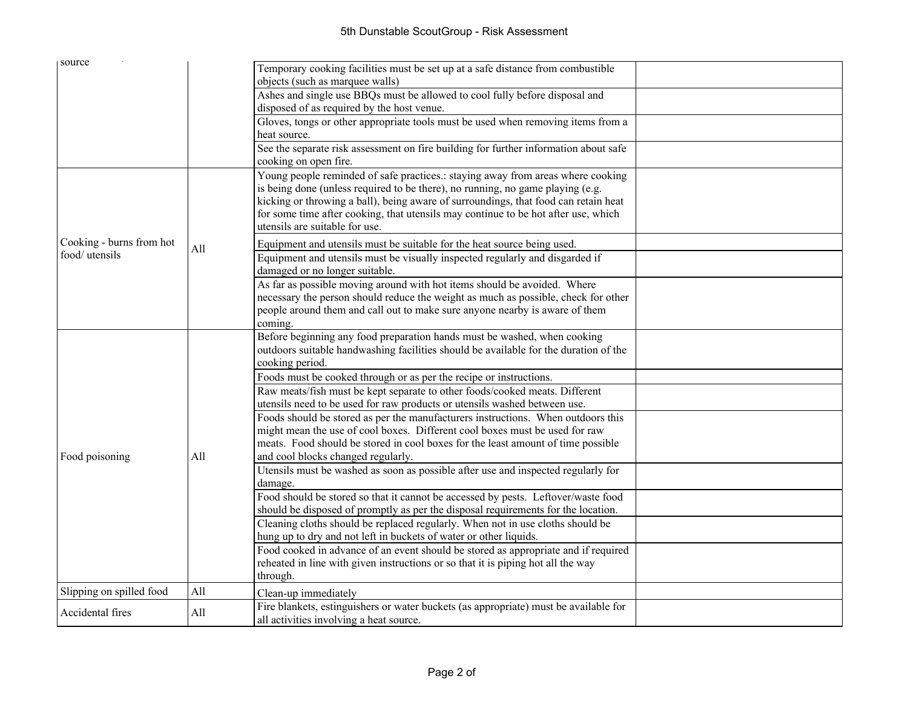| | | | |
|---|---|---|---|
| source | | Temporary cooking facilities must be set up at a safe distance from combustible objects (such as marquee walls) | |
| | | Ashes and single use BBQs must be allowed to cool fully before disposal and disposed of as required by the host venue. | |
| | | Gloves, tongs or other appropriate tools must be used when removing items from a heat source. | |
| | | See the separate risk assessment on fire building for further information about safe cooking on open fire. | |
| Cooking - burns from hot food/ utensils | All | Young people reminded of safe practices.: staying away from areas where cooking is being done (unless required to be there), no running, no game playing (e.g. kicking or throwing a ball), being aware of surroundings, that food can retain heat for some time after cooking, that utensils may continue to be hot after use, which utensils are suitable for use. | |
| | | Equipment and utensils must be suitable for the heat source being used. | |
| | | Equipment and utensils must be visually inspected regularly and disgarded if damaged or no longer suitable. | |
| | | As far as possible moving around with hot items should be avoided. Where necessary the person should reduce the weight as much as possible, check for other people around them and call out to make sure anyone nearby is aware of them coming. | |
| Food poisoning | All | Before beginning any food preparation hands must be washed, when cooking outdoors suitable handwashing facilities should be available for the duration of the cooking period. | |
| | | Foods must be cooked through or as per the recipe or instructions. | |
| | | Raw meats/fish must be kept separate to other foods/cooked meats. Different utensils need to be used for raw products or utensils washed between use. | |
| | | Foods should be stored as per the manufacturers instructions. When outdoors this might mean the use of cool boxes. Different cool boxes must be used for raw meats. Food should be stored in cool boxes for the least amount of time possible and cool blocks changed regularly. | |
| | | Utensils must be washed as soon as possible after use and inspected regularly for damage. | |
| | | Food should be stored so that it cannot be accessed by pests. Leftover/waste food should be disposed of promptly as per the disposal requirements for the location. | |
| | | Cleaning cloths should be replaced regularly. When not in use cloths should be hung up to dry and not left in buckets of water or other liquids. | |
| | | Food cooked in advance of an event should be stored as appropriate and if required reheated in line with given instructions or so that it is piping hot all the way through. | |
| Slipping on spilled food | All | Clean-up immediately | |
| Accidental fires | All | Fire blankets, estinguishers or water buckets (as appropriate) must be available for all activities involving a heat source. | |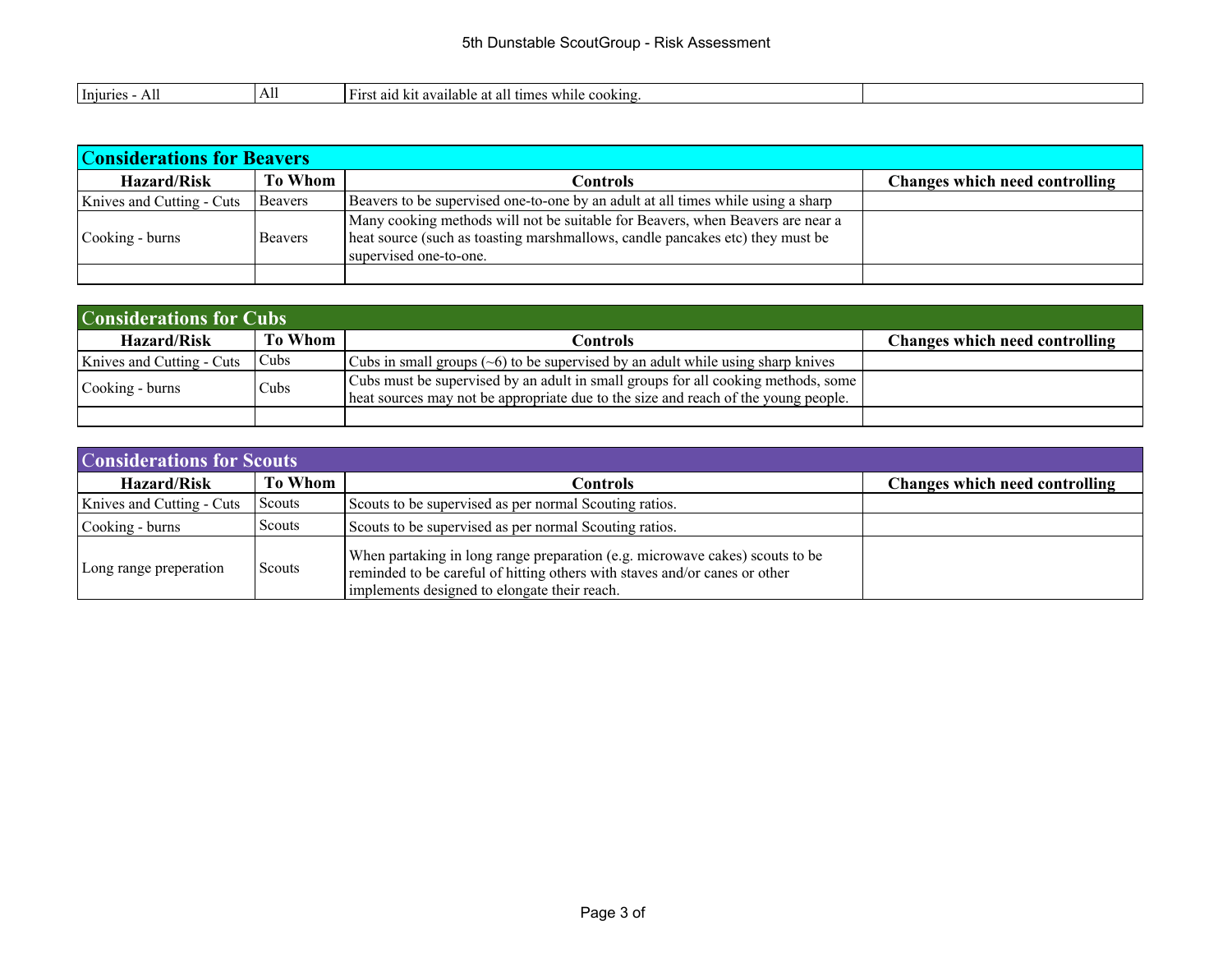| | | | |
|---|---|---|---|
| Injuries - All | All | First aid kit available at all times while cooking. | |

| Considerations for Beavers | | | |
|---|---|---|---|
| **Hazard/Risk** | **To Whom** | **Controls** | **Changes which need controlling** |
| Knives and Cutting - Cuts | Beavers | Beavers to be supervised one-to-one by an adult at all times while using a sharp | |
| Cooking - burns | Beavers | Many cooking methods will not be suitable for Beavers, when Beavers are near a heat source (such as toasting marshmallows, candle pancakes etc) they must be supervised one-to-one. | |
| | | | |

| Considerations for Cubs | | | |
|---|---|---|---|
| **Hazard/Risk** | **To Whom** | **Controls** | **Changes which need controlling** |
| Knives and Cutting - Cuts | Cubs | Cubs in small groups (~6) to be supervised by an adult while using sharp knives | |
| Cooking - burns | Cubs | Cubs must be supervised by an adult in small groups for all cooking methods, some heat sources may not be appropriate due to the size and reach of the young people. | |
| | | | |

| Considerations for Scouts | | | |
|---|---|---|---|
| **Hazard/Risk** | **To Whom** | **Controls** | **Changes which need controlling** |
| Knives and Cutting - Cuts | Scouts | Scouts to be supervised as per normal Scouting ratios. | |
| Cooking - burns | Scouts | Scouts to be supervised as per normal Scouting ratios. | |
| Long range preperation | Scouts | When partaking in long range preparation (e.g. microwave cakes) scouts to be reminded to be careful of hitting others with staves and/or canes or other implements designed to elongate their reach. | |